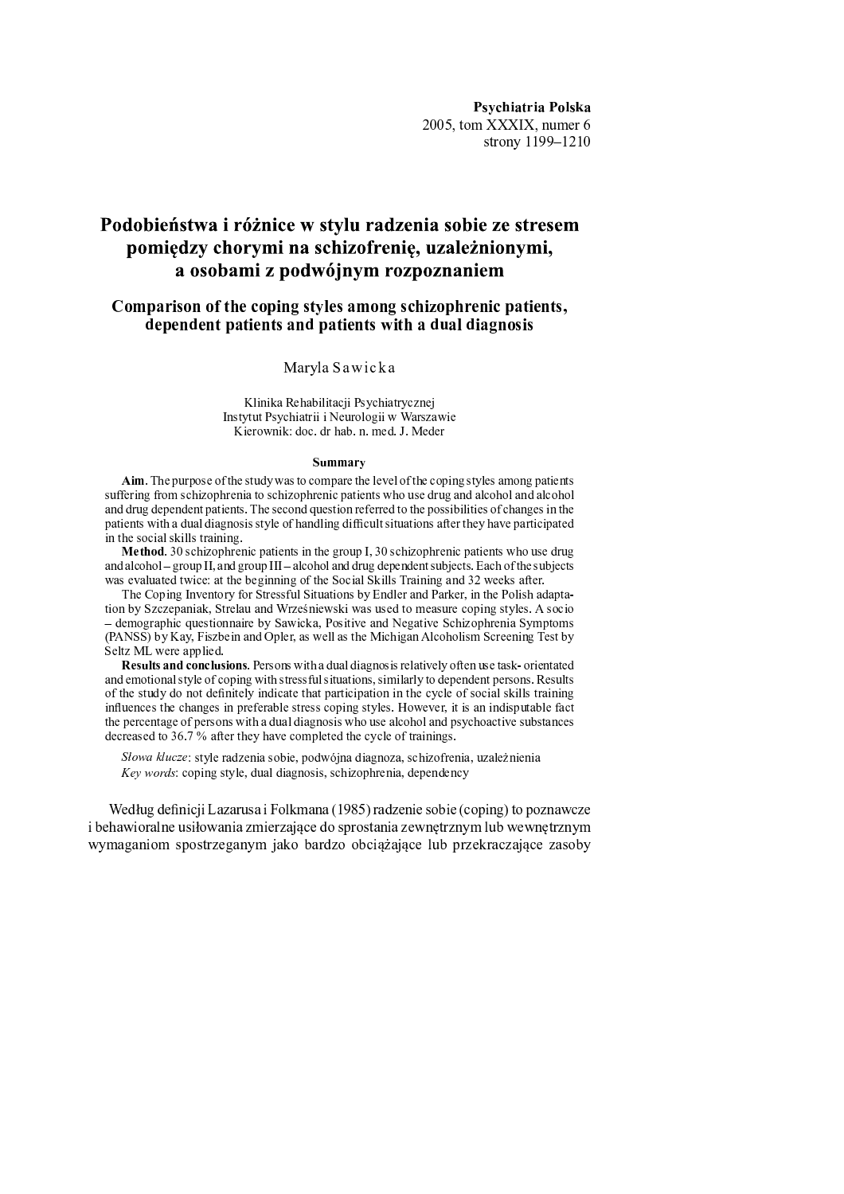# Podobieństwa i różnice w stylu radzenia sobie ze stresem pomiędzy chorymi na schizofrenię, uzależnionymi, a osobami z podwójnym rozpoznaniem

## Comparison of the coping styles among schizophrenic patients, dependent patients and patients with a dual diagnosis

Maryla Sawicka

Klinika Rehabilitacji Psychiatrycznej
Instytut Psychiatrii i Neurologii w Warszawie
Kierownik: doc. dr hab. n. med. J. Meder

### Summary

**Aim.** The purpose of the study was to compare the level of the coping styles among patients suffering from schizophrenia to schizophrenic patients who use drug and alcohol and alcohol and drug dependent patients. The second question referred to the possibilities of changes in the patients with a dual diagnosis style of handling difficult situations after they have participated in the social skills training.

**Method.** 30 schizophrenic patients in the group I, 30 schizophrenic patients who use drug and alcohol – group II, and group III – alcohol and drug dependent subjects. Each of the subjects was evaluated twice: at the beginning of the Social Skills Training and 32 weeks after.

The Coping Inventory for Stressful Situations by Endler and Parker, in the Polish adaptation by Szczepaniak, Strelau and Wrześniewski was used to measure coping styles. A socio – demographic questionnaire by Sawicka, Positive and Negative Schizophrenia Symptoms (PANSS) by Kay, Fiszbein and Opler, as well as the Michigan Alcoholism Screening Test by Seltz ML were applied.

**Results and conclusions**. Persons with a dual diagnosis relatively often use task- orientated and emotional style of coping with stressful situations, similarly to dependent persons. Results of the study do not definitely indicate that participation in the cycle of social skills training influences the changes in preferable stress coping styles. However, it is an indisputable fact the percentage of persons with a dual diagnosis who use alcohol and psychoactive substances decreased to 36.7 % after they have completed the cycle of trainings.

*Słowa klucze*: style radzenia sobie, podwójna diagnoza, schizofrenia, uzależnienia
*Key words*: coping style, dual diagnosis, schizophrenia, dependency

Według definicji Lazarusa i Folkmana (1985) radzenie sobie (coping) to poznawcze i behawioralne usiłowania zmierzające do sprostania zewnętrznym lub wewnętrznym wymaganiom spostrzeganym jako bardzo obciążające lub przekraczające zasoby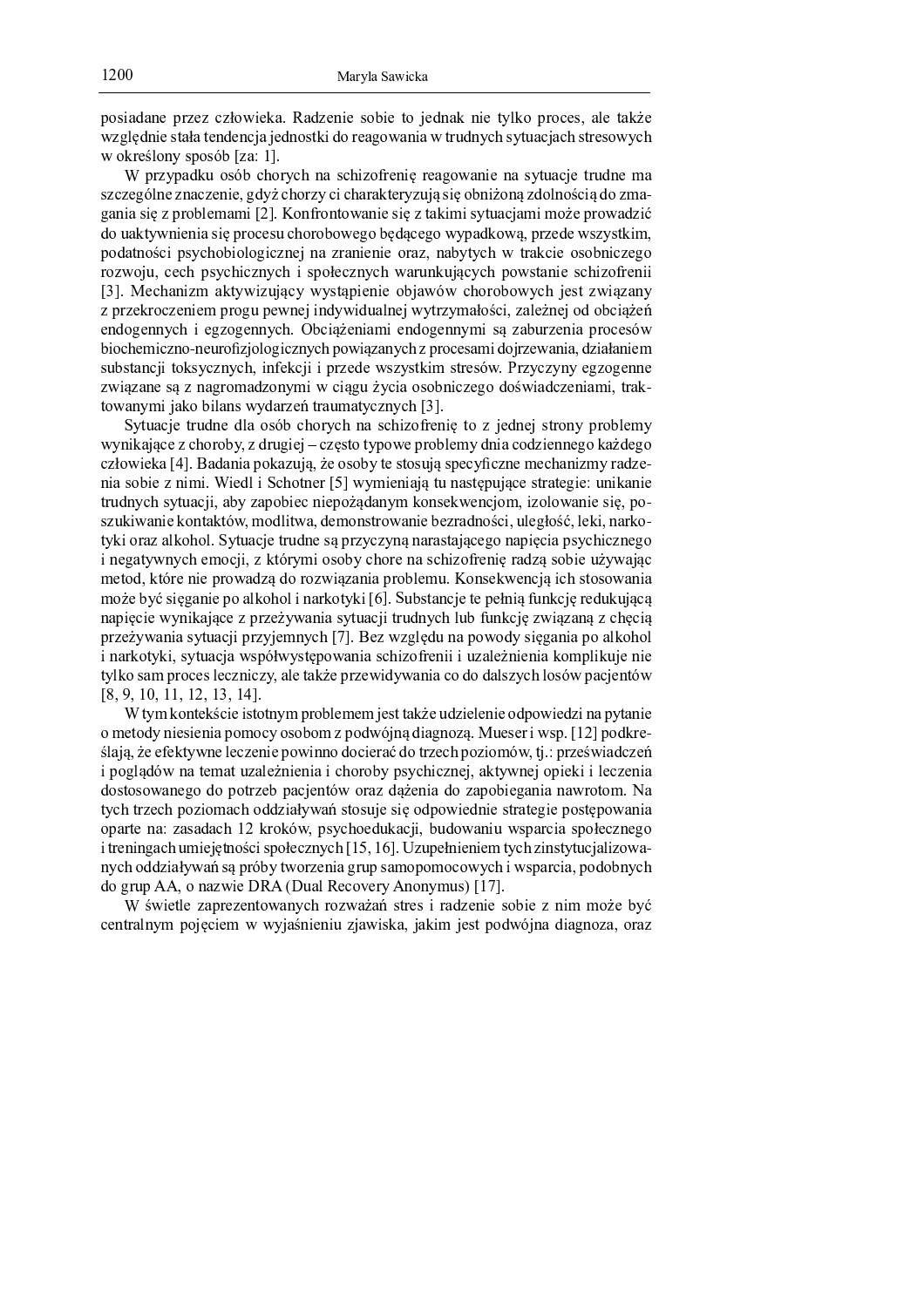posiadane przez człowieka. Radzenie sobie to jednak nie tylko proces, ale także względnie stała tendencja jednostki do reagowania w trudnych sytuacjach stresowych w określony sposób [za: 1].

W przypadku osób chorych na schizofrenię reagowanie na sytuacje trudne ma szczególne znaczenie, gdyż chorzy ci charakteryzują się obniżoną zdolnością do zmagania się z problemami [2]. Konfrontowanie się z takimi sytuacjami może prowadzić do uaktywnienia się procesu chorobowego będącego wypadkową, przede wszystkim, podatności psychobiologicznej na zranienie oraz, nabytych w trakcie osobniczego rozwoju, cech psychicznych i społecznych warunkujących powstanie schizofrenii [3]. Mechanizm aktywizujący wystąpienie objawów chorobowych jest związany z przekroczeniem progu pewnej indywidualnej wytrzymałości, zależnej od obciążeń endogennych i egzogennych. Obciążeniami endogennymi są zaburzenia procesów biochemiczno-neurofizjologicznych powiązanych z procesami dojrzewania, działaniem substancji toksycznych, infekcji i przede wszystkim stresów. Przyczyny egzogenne związane są z nagromadzonymi w ciągu życia osobniczego doświadczeniami, traktowanymi jako bilans wydarzeń traumatycznych [3].

Sytuacje trudne dla osób chorych na schizofrenię to z jednej strony problemy wynikające z choroby, z drugiej – często typowe problemy dnia codziennego każdego człowieka [4]. Badania pokazują, że osoby te stosują specyficzne mechanizmy radzenia sobie z nimi. Wiedl i Schotner [5] wymieniają tu następujące strategie: unikanie trudnych sytuacji, aby zapobiec niepożądanym konsekwencjom, izolowanie się, poszukiwanie kontaktów, modlitwa, demonstrowanie bezradności, uległość, leki, narkotyki oraz alkohol. Sytuacje trudne są przyczyną narastającego napięcia psychicznego i negatywnych emocji, z którymi osoby chore na schizofrenię radzą sobie używając metod, które nie prowadzą do rozwiązania problemu. Konsekwencją ich stosowania może być sięganie po alkohol i narkotyki [6]. Substancje te pełnią funkcję redukującą napięcie wynikające z przeżywania sytuacji trudnych lub funkcję związaną z chęcią przeżywania sytuacji przyjemnych [7]. Bez względu na powody sięgania po alkohol i narkotyki, sytuacja współwystępowania schizofrenii i uzależnienia komplikuje nie tylko sam proces leczniczy, ale także przewidywania co do dalszych losów pacjentów [8, 9, 10, 11, 12, 13, 14].

W tym kontekście istotnym problemem jest także udzielenie odpowiedzi na pytanie o metody niesienia pomocy osobom z podwójną diagnozą. Mueser i wsp. [12] podkreślają, że efektywne leczenie powinno docierać do trzech poziomów, tj.: przeświadczeń i poglądów na temat uzależnienia i choroby psychicznej, aktywnej opieki i leczenia dostosowanego do potrzeb pacjentów oraz dążenia do zapobiegania nawrotom. Na tych trzech poziomach oddziaływań stosuje się odpowiednie strategie postępowania oparte na: zasadach 12 kroków, psychoedukacji, budowaniu wsparcia społecznego i treningach umiejętności społecznych [15, 16]. Uzupełnieniem tych zinstytucjalizowanych oddziaływań są próby tworzenia grup samopomocowych i wsparcia, podobnych do grup AA, o nazwie DRA (Dual Recovery Anonymus) [17].

W świetle zaprezentowanych rozważań stres i radzenie sobie z nim może być centralnym pojęciem w wyjaśnieniu zjawiska, jakim jest podwójna diagnoza, oraz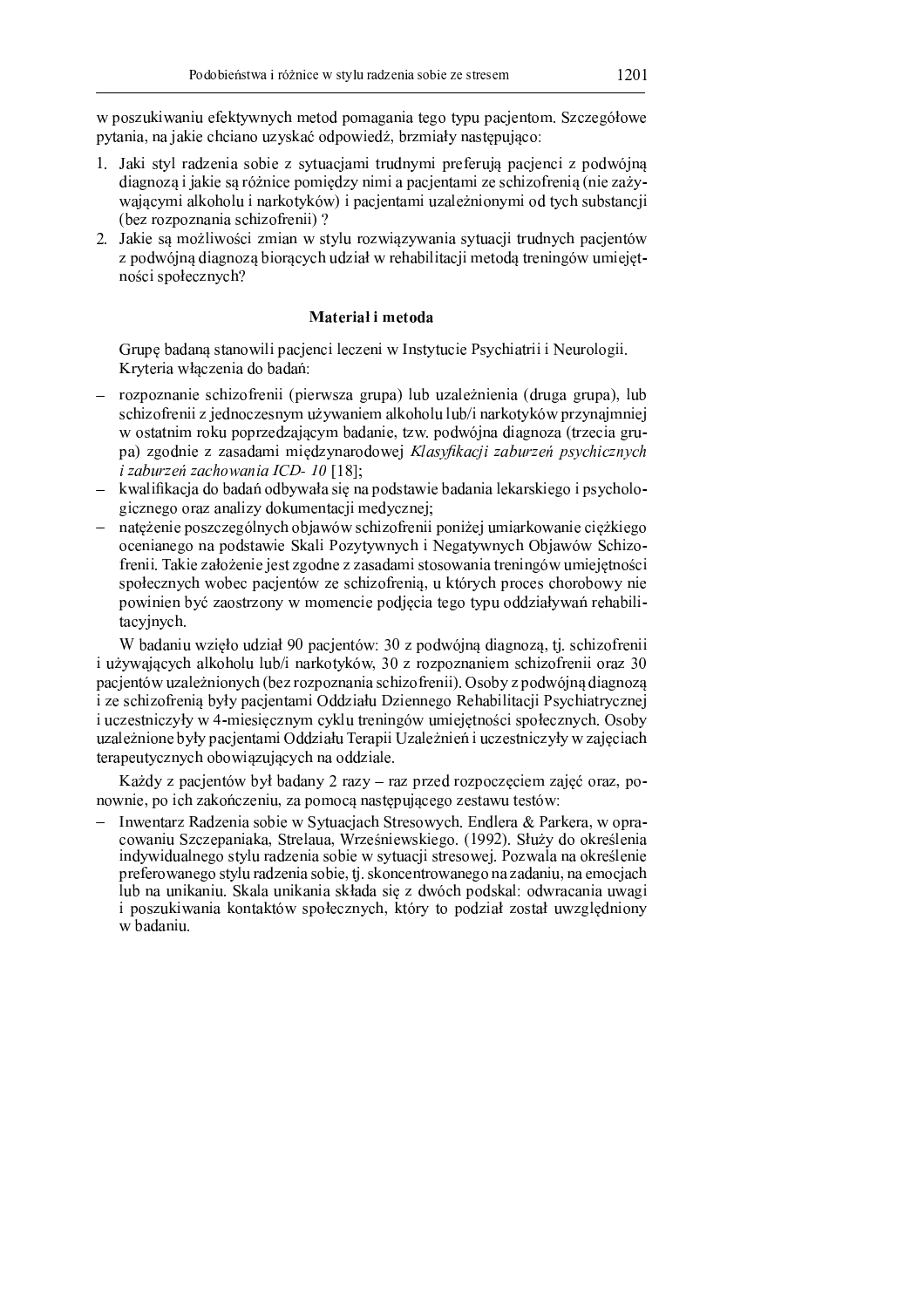w poszukiwaniu efektywnych metod pomagania tego typu pacjentom. Szczegółowe pytania, na jakie chciano uzyskać odpowiedź, brzmiały następująco:

1. Jaki styl radzenia sobie z sytuacjami trudnymi preferują pacjenci z podwójną diagnozą i jakie są różnice pomiędzy nimi a pacjentami ze schizofrenią (nie zażywającymi alkoholu i narkotyków) i pacjentami uzależnionymi od tych substancji (bez rozpoznania schizofrenii) ?
2. Jakie są możliwości zmian w stylu rozwiązywania sytuacji trudnych pacjentów z podwójną diagnozą biorących udział w rehabilitacji metodą treningów umiejętności społecznych?

## Materiał i metoda

Grupę badaną stanowili pacjenci leczeni w Instytucie Psychiatrii i Neurologii. Kryteria włączenia do badań:

- rozpoznanie schizofrenii (pierwsza grupa) lub uzależnienia (druga grupa), lub schizofrenii z jednoczesnym używaniem alkoholu lub/i narkotyków przynajmniej w ostatnim roku poprzedzającym badanie, tzw. podwójna diagnoza (trzecia grupa) zgodnie z zasadami międzynarodowej *Klasyfikacji zaburzeń psychicznych i zaburzeń zachowania ICD- 10* [18];
- kwalifikacja do badań odbywała się na podstawie badania lekarskiego i psychologicznego oraz analizy dokumentacji medycznej;
- natężenie poszczególnych objawów schizofrenii poniżej umiarkowanie ciężkiego ocenianego na podstawie Skali Pozytywnych i Negatywnych Objawów Schizofrenii. Takie założenie jest zgodne z zasadami stosowania treningów umiejętności społecznych wobec pacjentów ze schizofrenią, u których proces chorobowy nie powinien być zaostrzony w momencie podjęcia tego typu oddziaływań rehabilitacyjnych.

W badaniu wzięło udział 90 pacjentów: 30 z podwójną diagnozą, tj. schizofrenii i używających alkoholu lub/i narkotyków, 30 z rozpoznaniem schizofrenii oraz 30 pacjentów uzależnionych (bez rozpoznania schizofrenii). Osoby z podwójną diagnozą i ze schizofrenią były pacjentami Oddziału Dziennego Rehabilitacji Psychiatrycznej i uczestniczyły w 4-miesięcznym cyklu treningów umiejętności społecznych. Osoby uzależnione były pacjentami Oddziału Terapii Uzależnień i uczestniczyły w zajęciach terapeutycznych obowiązujących na oddziale.

Każdy z pacjentów był badany 2 razy – raz przed rozpoczęciem zajęć oraz, ponownie, po ich zakończeniu, za pomocą następującego zestawu testów:

- Inwentarz Radzenia sobie w Sytuacjach Stresowych. Endlera & Parkera, w opracowaniu Szczepaniaka, Strelaua, Wrześniewskiego. (1992). Służy do określenia indywidualnego stylu radzenia sobie w sytuacji stresowej. Pozwala na określenie preferowanego stylu radzenia sobie, tj. skoncentrowanego na zadaniu, na emocjach lub na unikaniu. Skala unikania składa się z dwóch podskal: odwracania uwagi i poszukiwania kontaktów społecznych, który to podział został uwzględniony w badaniu.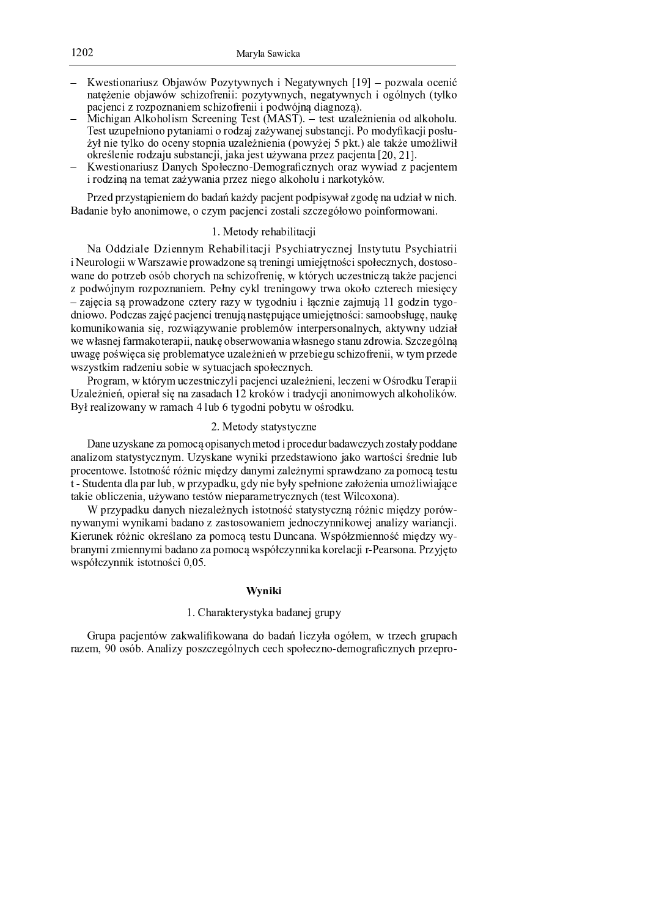- Kwestionariusz Objawów Pozytywnych i Negatywnych [19] – pozwala ocenić natężenie objawów schizofrenii: pozytywnych, negatywnych i ogólnych (tylko pacjenci z rozpoznaniem schizofrenii i podwójną diagnozą).
- Michigan Alkoholism Screening Test (MAST). – test uzależnienia od alkoholu. Test uzupełniono pytaniami o rodzaj zażywanej substancji. Po modyfikacji posłużył nie tylko do oceny stopnia uzależnienia (powyżej 5 pkt.) ale także umożliwił określenie rodzaju substancji, jaka jest używana przez pacjenta [20, 21].
- Kwestionariusz Danych Społeczno-Demograficznych oraz wywiad z pacjentem i rodziną na temat zażywania przez niego alkoholu i narkotyków.

Przed przystąpieniem do badań każdy pacjent podpisywał zgodę na udział w nich. Badanie było anonimowe, o czym pacjenci zostali szczegółowo poinformowani.

### 1. Metody rehabilitacji

Na Oddziale Dziennym Rehabilitacji Psychiatrycznej Instytutu Psychiatrii i Neurologii w Warszawie prowadzone są treningi umiejętności społecznych, dostosowane do potrzeb osób chorych na schizofrenię, w których uczestniczą także pacjenci z podwójnym rozpoznaniem. Pełny cykl treningowy trwa około czterech miesięcy – zajęcia są prowadzone cztery razy w tygodniu i łącznie zajmują 11 godzin tygodniowo. Podczas zajęć pacjenci trenują następujące umiejętności: samoobsługę, naukę komunikowania się, rozwiązywanie problemów interpersonalnych, aktywny udział we własnej farmakoterapii, naukę obserwowania własnego stanu zdrowia. Szczególną uwagę poświęca się problematyce uzależnień w przebiegu schizofrenii, w tym przede wszystkim radzeniu sobie w sytuacjach społecznych.

Program, w którym uczestniczyli pacjenci uzależnieni, leczeni w Ośrodku Terapii Uzależnień, opierał się na zasadach 12 kroków i tradycji anonimowych alkoholików. Był realizowany w ramach 4 lub 6 tygodni pobytu w ośrodku.

### 2. Metody statystyczne

Dane uzyskane za pomocą opisanych metod i procedur badawczych zostały poddane analizom statystycznym. Uzyskane wyniki przedstawiono jako wartości średnie lub procentowe. Istotność różnic między danymi zależnymi sprawdzano za pomocą testu t - Studenta dla par lub, w przypadku, gdy nie były spełnione założenia umożliwiające takie obliczenia, używano testów nieparametrycznych (test Wilcoxona).

W przypadku danych niezależnych istotność statystyczną różnic między porównywanymi wynikami badano z zastosowaniem jednoczynnikowej analizy wariancji. Kierunek różnic określano za pomocą testu Duncana. Współzmienność między wybranymi zmiennymi badano za pomocą współczynnika korelacji r-Pearsona. Przyjęto współczynnik istotności 0,05.

## Wyniki

### 1. Charakterystyka badanej grupy

Grupa pacjentów zakwalifikowana do badań liczyła ogółem, w trzech grupach razem, 90 osób. Analizy poszczególnych cech społeczno-demograficznych przepro-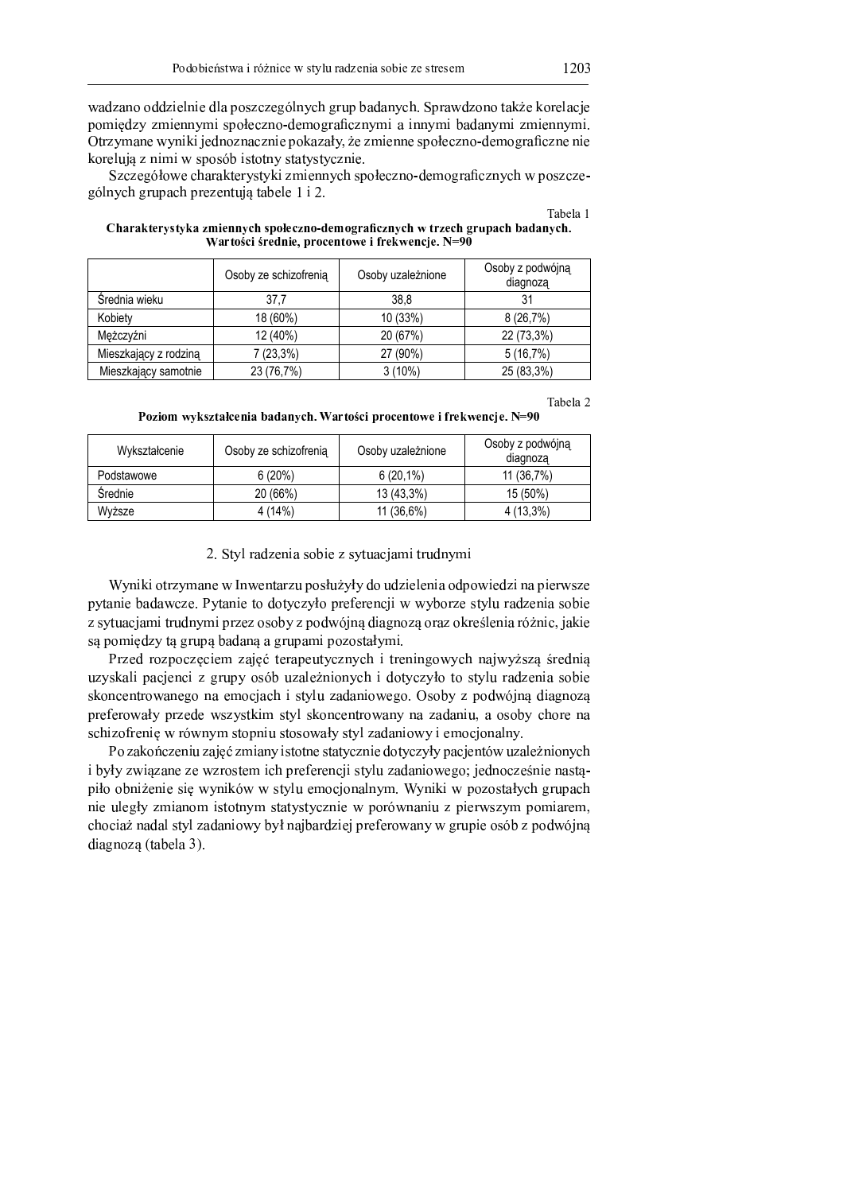wadzano oddzielnie dla poszczególnych grup badanych. Sprawdzono także korelacje pomiędzy zmiennymi społeczno-demograficznymi a innymi badanymi zmiennymi. Otrzymane wyniki jednoznacznie pokazały, że zmienne społeczno-demograficzne nie korelują z nimi w sposób istotny statystycznie.

Szczegółowe charakterystyki zmiennych społeczno-demograficznych w poszczególnych grupach prezentują tabele 1 i 2.

Tabela 1

**Charakterystyka zmiennych społeczno-demograficznych w trzech grupach badanych. Wartości średnie, procentowe i frekwencje. N=90**

| | Osoby ze schizofrenią | Osoby uzależnione | Osoby z podwójną diagnozą |
|---|---|---|---|
| Średnia wieku | 37,7 | 38,8 | 31 |
| Kobiety | 18 (60%) | 10 (33%) | 8 (26,7%) |
| Mężczyźni | 12 (40%) | 20 (67%) | 22 (73,3%) |
| Mieszkający z rodziną | 7 (23,3%) | 27 (90%) | 5 (16,7%) |
| Mieszkający samotnie | 23 (76,7%) | 3 (10%) | 25 (83,3%) |

Tabela 2

**Poziom wykształcenia badanych. Wartości procentowe i frekwencje. N=90**

| Wykształcenie | Osoby ze schizofrenią | Osoby uzależnione | Osoby z podwójną diagnozą |
|---|---|---|---|
| Podstawowe | 6 (20%) | 6 (20,1%) | 11 (36,7%) |
| Średnie | 20 (66%) | 13 (43,3%) | 15 (50%) |
| Wyższe | 4 (14%) | 11 (36,6%) | 4 (13,3%) |

## 2. Styl radzenia sobie z sytuacjami trudnymi

Wyniki otrzymane w Inwentarzu posłużyły do udzielenia odpowiedzi na pierwsze pytanie badawcze. Pytanie to dotyczyło preferencji w wyborze stylu radzenia sobie z sytuacjami trudnymi przez osoby z podwójną diagnozą oraz określenia różnic, jakie są pomiędzy tą grupą badaną a grupami pozostałymi.

Przed rozpoczęciem zajęć terapeutycznych i treningowych najwyższą średnią uzyskali pacjenci z grupy osób uzależnionych i dotyczyło to stylu radzenia sobie skoncentrowanego na emocjach i stylu zadaniowego. Osoby z podwójną diagnozą preferowały przede wszystkim styl skoncentrowany na zadaniu, a osoby chore na schizofrenię w równym stopniu stosowały styl zadaniowy i emocjonalny.

Po zakończeniu zajęć zmiany istotne statycznie dotyczyły pacjentów uzależnionych i były związane ze wzrostem ich preferencji stylu zadaniowego; jednocześnie nastąpiło obniżenie się wyników w stylu emocjonalnym. Wyniki w pozostałych grupach nie uległy zmianom istotnym statystycznie w porównaniu z pierwszym pomiarem, chociaż nadal styl zadaniowy był najbardziej preferowany w grupie osób z podwójną diagnozą (tabela 3).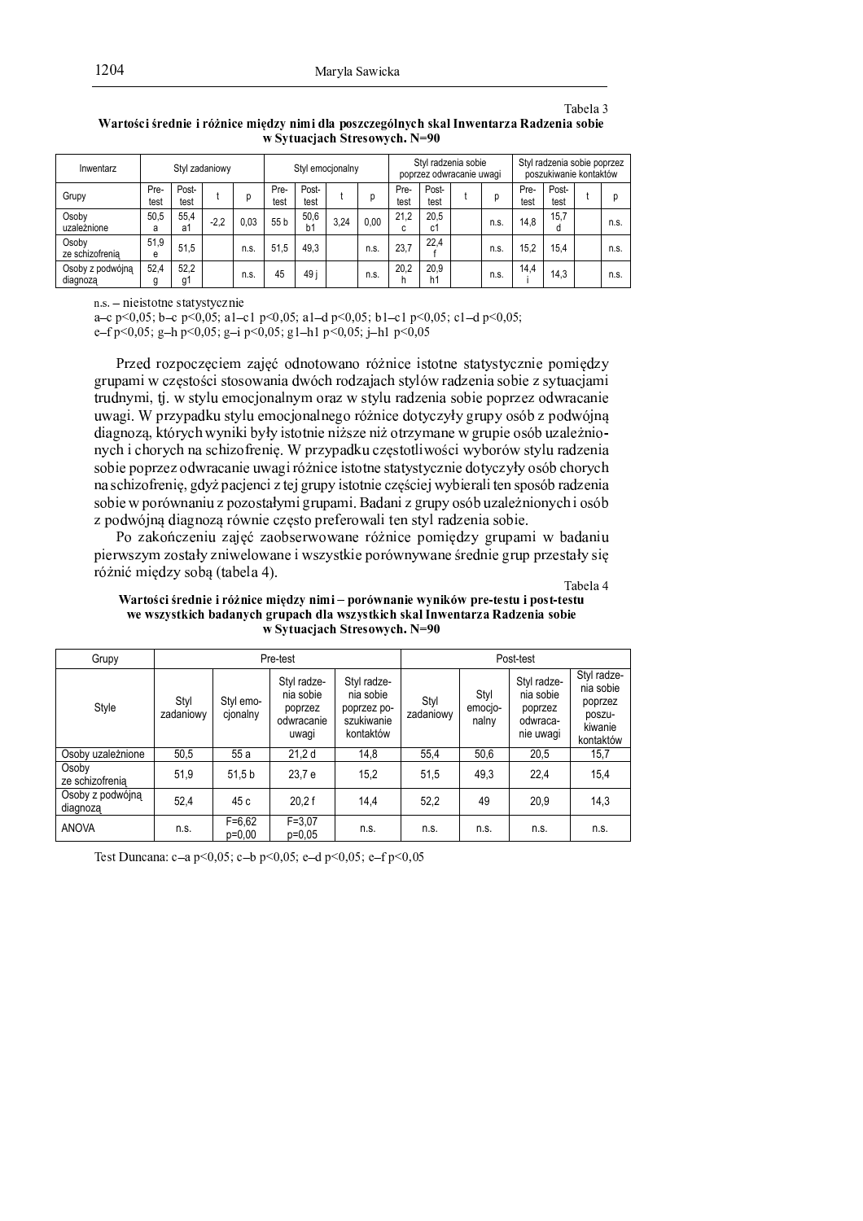Tabela 3

**Wartości średnie i różnice między nimi dla poszczególnych skal Inwentarza Radzenia sobie w Sytuacjach Stresowych. N=90**

| Inwentarz | Styl zadaniowy | | | | Styl emocjonalny | | | | Styl radzenia sobie poprzez odwracanie uwagi | | | | Styl radzenia sobie poprzez poszukiwanie kontaktów | | | |
|---|---|---|---|---|---|---|---|---|---|---|---|---|---|---|---|---|
| Grupy | Pre-test | Post-test | t | p | Pre-test | Post-test | t | p | Pre-test | Post-test | t | p | Pre-test | Post-test | t | p |
| Osoby uzależnione | 50,5 a | 55,4 a1 | -2,2 | 0,03 | 55 b | 50,6 b1 | 3,24 | 0,00 | 21,2 c | 20,5 c1 | | n.s. | 14,8 | 15,7 d | | n.s. |
| Osoby ze schizofrenią | 51,9 e | 51,5 | | n.s. | 51,5 | 49,3 | | n.s. | 23,7 | 22,4 f | | n.s. | 15,2 | 15,4 | | n.s. |
| Osoby z podwójną diagnozą | 52,4 g | 52,2 g1 | | n.s. | 45 | 49 j | | n.s. | 20,2 h | 20,9 h1 | | n.s. | 14,4 i | 14,3 | | n.s. |

n.s. – nieistotne statystycznie

a–c $p<0,05$; b–c $p<0,05$; a1–c1 $p<0,05$; a1–d $p<0,05$; b1–c1 $p<0,05$; c1–d $p<0,05$;
e–f $p<0,05$; g–h $p<0,05$; g–i $p<0,05$; g1–h1 $p<0,05$; j–h1 $p<0,05$

Przed rozpoczęciem zajęć odnotowano różnice istotne statystycznie pomiędzy grupami w częstości stosowania dwóch rodzajach stylów radzenia sobie z sytuacjami trudnymi, tj. w stylu emocjonalnym oraz w stylu radzenia sobie poprzez odwracanie uwagi. W przypadku stylu emocjonalnego różnice dotyczyły grupy osób z podwójną diagnozą, których wyniki były istotnie niższe niż otrzymane w grupie osób uzależnionych i chorych na schizofrenię. W przypadku częstotliwości wyborów stylu radzenia sobie poprzez odwracanie uwagi różnice istotne statystycznie dotyczyły osób chorych na schizofrenię, gdyż pacjenci z tej grupy istotnie częściej wybierali ten sposób radzenia sobie w porównaniu z pozostałymi grupami. Badani z grupy osób uzależnionych i osób z podwójną diagnozą równie często preferowali ten styl radzenia sobie.

Po zakończeniu zajęć zaobserwowane różnice pomiędzy grupami w badaniu pierwszym zostały zniwelowane i wszystkie porównywane średnie grup przestały się różnić między sobą (tabela 4).

Tabela 4

**Wartości średnie i różnice między nimi – porównanie wyników pre-testu i post-testu we wszystkich badanych grupach dla wszystkich skal Inwentarza Radzenia sobie w Sytuacjach Stresowych. N=90**

| Grupy | Pre-test | | | | Post-test | | | |
|---|---|---|---|---|---|---|---|---|
| Style | Styl zadaniowy | Styl emocjonalny | Styl radzenia sobie poprzez odwracanie uwagi | Styl radzenia sobie poprzez poszukiwanie kontaktów | Styl zadaniowy | Styl emocjonalny | Styl radzenia sobie poprzez odwracanie uwagi | Styl radzenia sobie poprzez poszukiwanie kontaktów |
| Osoby uzależnione | 50,5 | 55 a | 21,2 d | 14,8 | 55,4 | 50,6 | 20,5 | 15,7 |
| Osoby ze schizofrenią | 51,9 | 51,5 b | 23,7 e | 15,2 | 51,5 | 49,3 | 22,4 | 15,4 |
| Osoby z podwójną diagnozą | 52,4 | 45 c | 20,2 f | 14,4 | 52,2 | 49 | 20,9 | 14,3 |
| ANOVA | n.s. | $F=6,62$ $p=0,00$ | $F=3,07$ $p=0,05$ | n.s. | n.s. | n.s. | n.s. | n.s. |

Test Duncana: c–a $p<0,05$; c–b $p<0,05$; e–d $p<0,05$; e–f $p<0,05$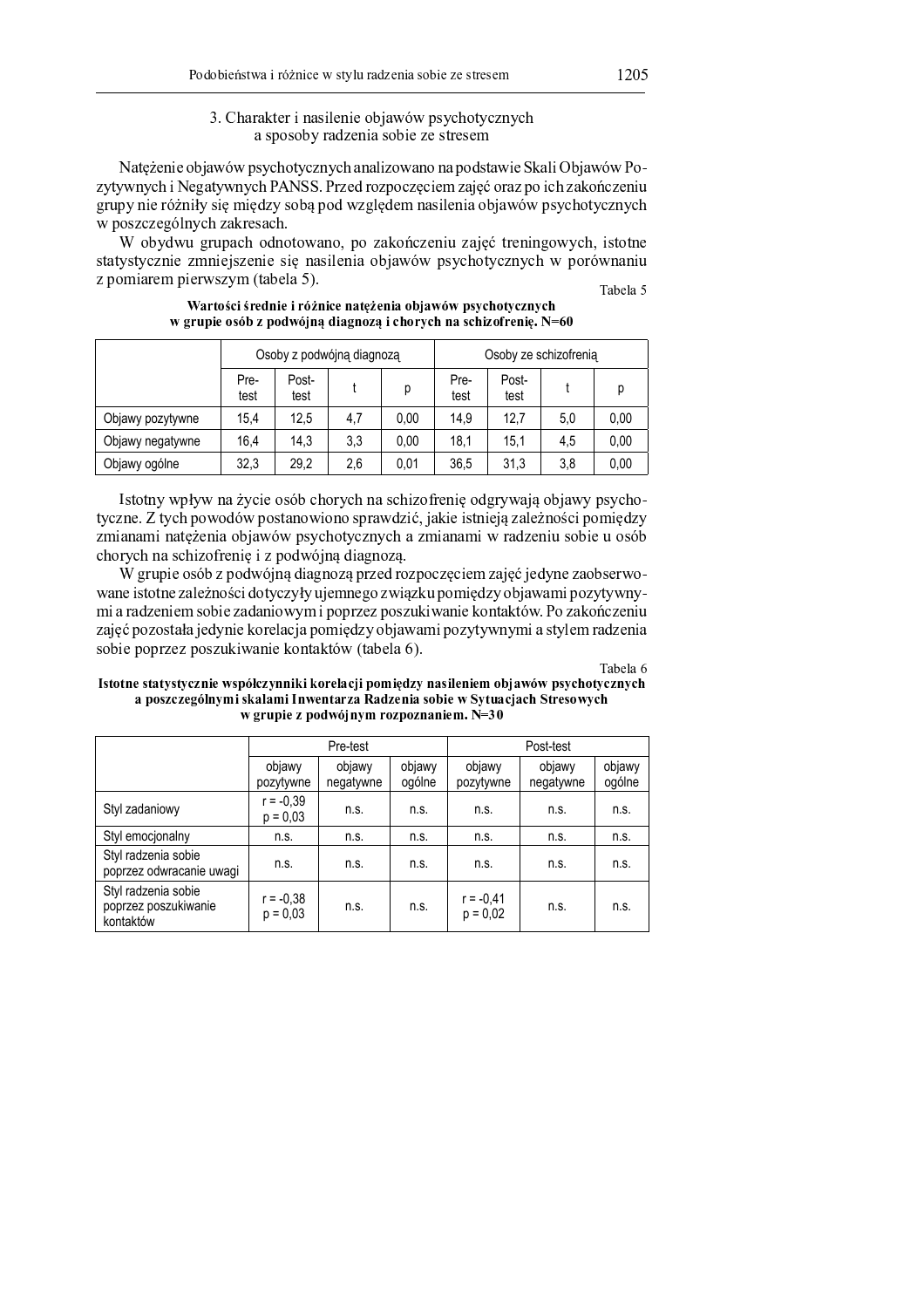### 3. Charakter i nasilenie objawów psychotycznych a sposoby radzenia sobie ze stresem

Natężenie objawów psychotycznych analizowano na podstawie Skali Objawów Pozytywnych i Negatywnych PANSS. Przed rozpoczęciem zajęć oraz po ich zakończeniu grupy nie różniły się między sobą pod względem nasilenia objawów psychotycznych w poszczególnych zakresach.

W obydwu grupach odnotowano, po zakończeniu zajęć treningowych, istotne statystycznie zmniejszenie się nasilenia objawów psychotycznych w porównaniu z pomiarem pierwszym (tabela 5).

Tabela 5

**Wartości średnie i różnice natężenia objawów psychotycznych w grupie osób z podwójną diagnozą i chorych na schizofrenię. N=60**

| | Osoby z podwójną diagnozą | | | | Osoby ze schizofrenią | | | |
|---|---|---|---|---|---|---|---|---|
| | Pre-test | Post-test | t | p | Pre-test | Post-test | t | p |
| Objawy pozytywne | 15,4 | 12,5 | 4,7 | 0,00 | 14,9 | 12,7 | 5,0 | 0,00 |
| Objawy negatywne | 16,4 | 14,3 | 3,3 | 0,00 | 18,1 | 15,1 | 4,5 | 0,00 |
| Objawy ogólne | 32,3 | 29,2 | 2,6 | 0,01 | 36,5 | 31,3 | 3,8 | 0,00 |

Istotny wpływ na życie osób chorych na schizofrenię odgrywają objawy psychotyczne. Z tych powodów postanowiono sprawdzić, jakie istnieją zależności pomiędzy zmianami natężenia objawów psychotycznych a zmianami w radzeniu sobie u osób chorych na schizofrenię i z podwójną diagnozą.

W grupie osób z podwójną diagnozą przed rozpoczęciem zajęć jedyne zaobserwowane istotne zależności dotyczyły ujemnego związku pomiędzy objawami pozytywnymi a radzeniem sobie zadaniowym i poprzez poszukiwanie kontaktów. Po zakończeniu zajęć pozostała jedynie korelacja pomiędzy objawami pozytywnymi a stylem radzenia sobie poprzez poszukiwanie kontaktów (tabela 6).

Tabela 6

**Istotne statystycznie współczynniki korelacji pomiędzy nasileniem objawów psychotycznych a poszczególnymi skalami Inwentarza Radzenia sobie w Sytuacjach Stresowych w grupie z podwójnym rozpoznaniem. N=30**

| | Pre-test | | | Post-test | | |
|---|---|---|---|---|---|---|
| | objawy pozytywne | objawy negatywne | objawy ogólne | objawy pozytywne | objawy negatywne | objawy ogólne |
| Styl zadaniowy | r = -0,39 p = 0,03 | n.s. | n.s. | n.s. | n.s. | n.s. |
| Styl emocjonalny | n.s. | n.s. | n.s. | n.s. | n.s. | n.s. |
| Styl radzenia sobie poprzez odwracanie uwagi | n.s. | n.s. | n.s. | n.s. | n.s. | n.s. |
| Styl radzenia sobie poprzez poszukiwanie kontaktów | r = -0,38 p = 0,03 | n.s. | n.s. | r = -0,41 p = 0,02 | n.s. | n.s. |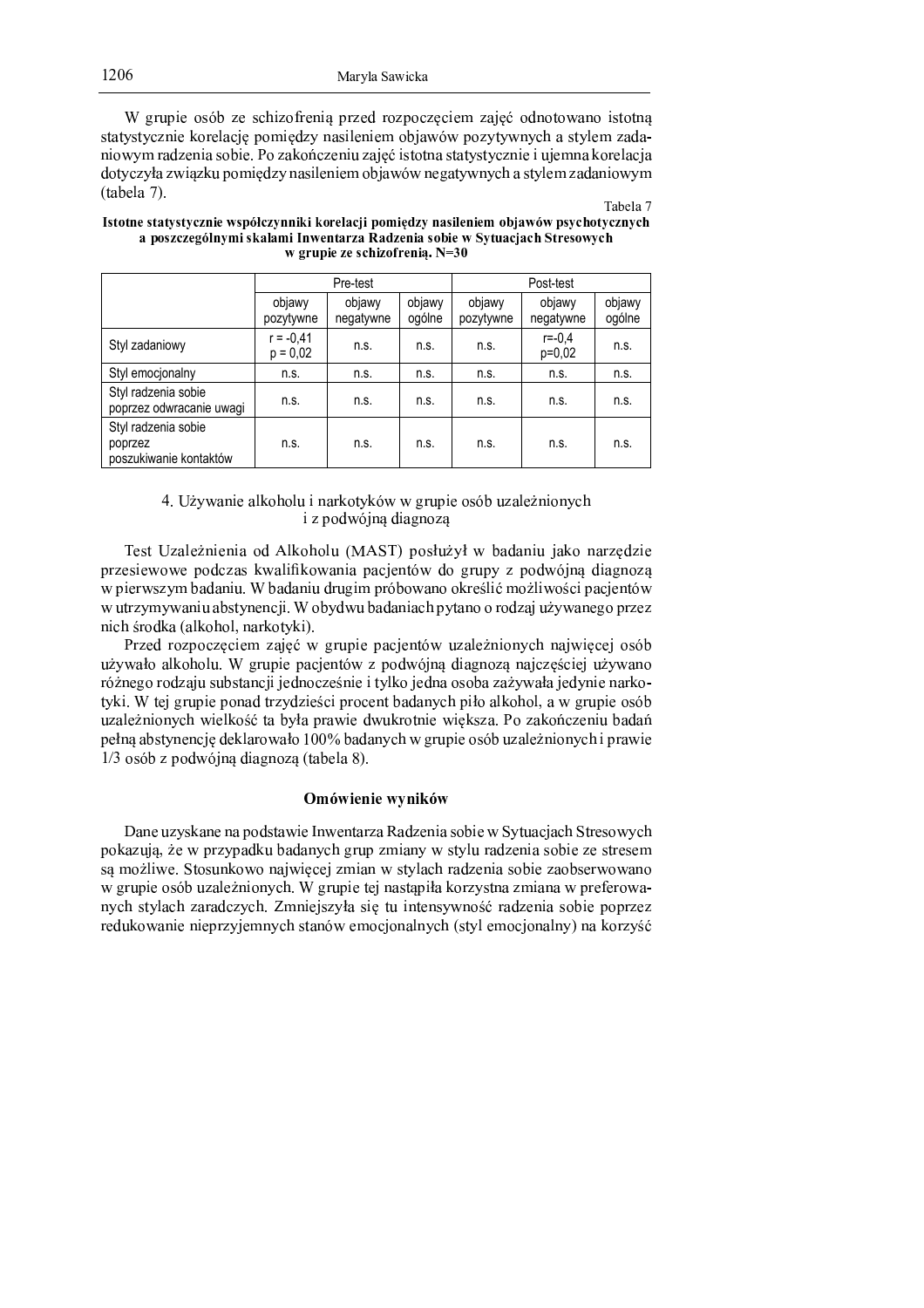W grupie osób ze schizofrenią przed rozpoczęciem zajęć odnotowano istotną statystycznie korelację pomiędzy nasileniem objawów pozytywnych a stylem zadaniowym radzenia sobie. Po zakończeniu zajęć istotna statystycznie i ujemna korelacja dotyczyła związku pomiędzy nasileniem objawów negatywnych a stylem zadaniowym (tabela 7).

Tabela 7

**Istotne statystycznie współczynniki korelacji pomiędzy nasileniem objawów psychotycznych a poszczególnymi skalami Inwentarza Radzenia sobie w Sytuacjach Stresowych w grupie ze schizofrenią. N=30**

| | Pre-test | | | Post-test | | |
|---|---|---|---|---|---|---|
| | objawy pozytywne | objawy negatywne | objawy ogólne | objawy pozytywne | objawy negatywne | objawy ogólne |
| Styl zadaniowy | $r = -0{,}41$ $p = 0{,}02$ | n.s. | n.s. | n.s. | $r=-0{,}4$ $p=0{,}02$ | n.s. |
| Styl emocjonalny | n.s. | n.s. | n.s. | n.s. | n.s. | n.s. |
| Styl radzenia sobie poprzez odwracanie uwagi | n.s. | n.s. | n.s. | n.s. | n.s. | n.s. |
| Styl radzenia sobie poprzez poszukiwanie kontaktów | n.s. | n.s. | n.s. | n.s. | n.s. | n.s. |

## 4. Używanie alkoholu i narkotyków w grupie osób uzależnionych i z podwójną diagnozą

Test Uzależnienia od Alkoholu (MAST) posłużył w badaniu jako narzędzie przesiewowe podczas kwalifikowania pacjentów do grupy z podwójną diagnozą w pierwszym badaniu. W badaniu drugim próbowano określić możliwości pacjentów w utrzymywaniu abstynencji. W obydwu badaniach pytano o rodzaj używanego przez nich środka (alkohol, narkotyki).

Przed rozpoczęciem zajęć w grupie pacjentów uzależnionych najwięcej osób używało alkoholu. W grupie pacjentów z podwójną diagnozą najczęściej używano różnego rodzaju substancji jednocześnie i tylko jedna osoba zażywała jedynie narkotyki. W tej grupie ponad trzydzieści procent badanych piło alkohol, a w grupie osób uzależnionych wielkość ta była prawie dwukrotnie większa. Po zakończeniu badań pełną abstynencję deklarowało 100% badanych w grupie osób uzależnionych i prawie 1/3 osób z podwójną diagnozą (tabela 8).

## Omówienie wyników

Dane uzyskane na podstawie Inwentarza Radzenia sobie w Sytuacjach Stresowych pokazują, że w przypadku badanych grup zmiany w stylu radzenia sobie ze stresem są możliwe. Stosunkowo najwięcej zmian w stylach radzenia sobie zaobserwowano w grupie osób uzależnionych. W grupie tej nastąpiła korzystna zmiana w preferowanych stylach zaradczych. Zmniejszyła się tu intensywność radzenia sobie poprzez redukowanie nieprzyjemnych stanów emocjonalnych (styl emocjonalny) na korzyść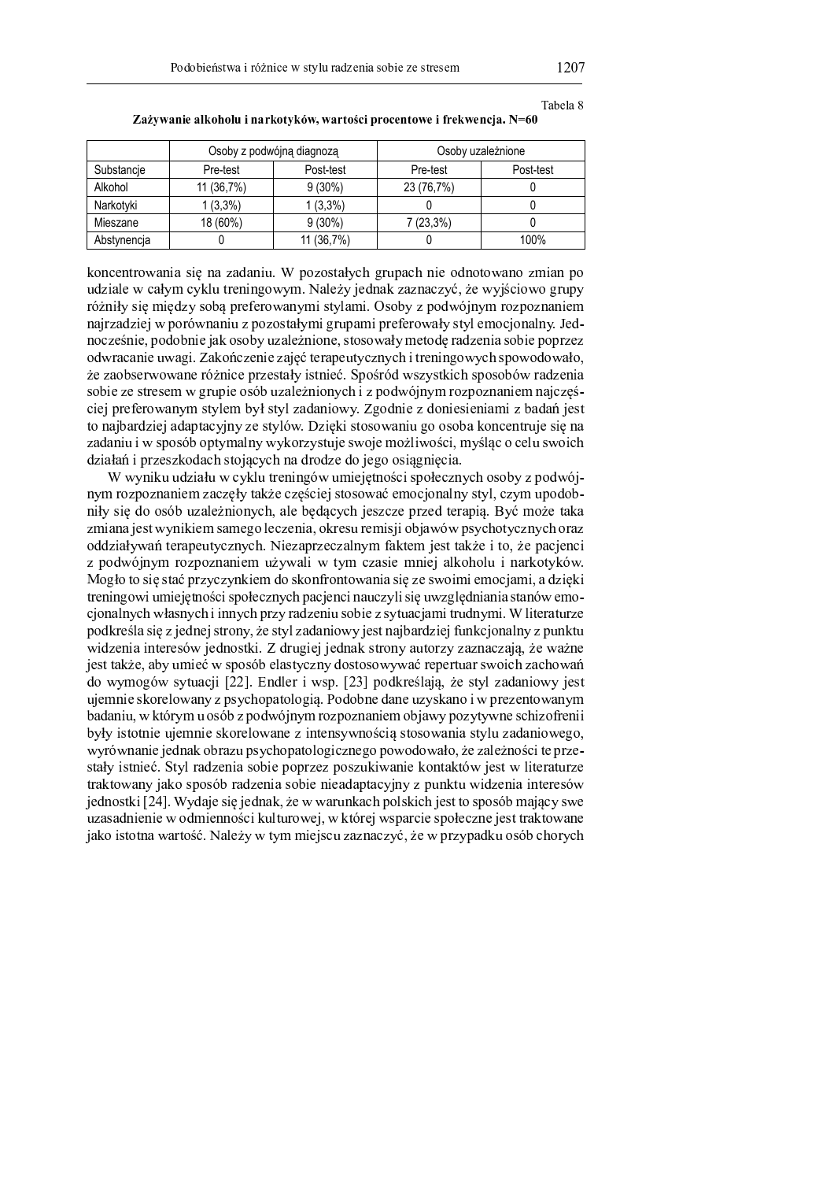Tabela 8

**Zażywanie alkoholu i narkotyków, wartości procentowe i frekwencja. N=60**

| | Osoby z podwójną diagnozą | | Osoby uzależnione | |
|---|---|---|---|---|
| Substancje | Pre-test | Post-test | Pre-test | Post-test |
| Alkohol | 11 (36,7%) | 9 (30%) | 23 (76,7%) | 0 |
| Narkotyki | 1 (3,3%) | 1 (3,3%) | 0 | 0 |
| Mieszane | 18 (60%) | 9 (30%) | 7 (23,3%) | 0 |
| Abstynencja | 0 | 11 (36,7%) | 0 | 100% |

koncentrowania się na zadaniu. W pozostałych grupach nie odnotowano zmian po udziale w całym cyklu treningowym. Należy jednak zaznaczyć, że wyjściowo grupy różniły się między sobą preferowanymi stylami. Osoby z podwójnym rozpoznaniem najrzadziej w porównaniu z pozostałymi grupami preferowały styl emocjonalny. Jednocześnie, podobnie jak osoby uzależnione, stosowały metodę radzenia sobie poprzez odwracanie uwagi. Zakończenie zajęć terapeutycznych i treningowych spowodowało, że zaobserwowane różnice przestały istnieć. Spośród wszystkich sposobów radzenia sobie ze stresem w grupie osób uzależnionych i z podwójnym rozpoznaniem najczęściej preferowanym stylem był styl zadaniowy. Zgodnie z doniesieniami z badań jest to najbardziej adaptacyjny ze stylów. Dzięki stosowaniu go osoba koncentruje się na zadaniu i w sposób optymalny wykorzystuje swoje możliwości, myśląc o celu swoich działań i przeszkodach stojących na drodze do jego osiągnięcia.

W wyniku udziału w cyklu treningów umiejętności społecznych osoby z podwójnym rozpoznaniem zaczęły także częściej stosować emocjonalny styl, czym upodobniły się do osób uzależnionych, ale będących jeszcze przed terapią. Być może taka zmiana jest wynikiem samego leczenia, okresu remisji objawów psychotycznych oraz oddziaływań terapeutycznych. Niezaprzeczalnym faktem jest także i to, że pacjenci z podwójnym rozpoznaniem używali w tym czasie mniej alkoholu i narkotyków. Mogło to się stać przyczynkiem do skonfrontowania się ze swoimi emocjami, a dzięki treningowi umiejętności społecznych pacjenci nauczyli się uwzględniania stanów emocjonalnych własnych i innych przy radzeniu sobie z sytuacjami trudnymi. W literaturze podkreśla się z jednej strony, że styl zadaniowy jest najbardziej funkcjonalny z punktu widzenia interesów jednostki. Z drugiej jednak strony autorzy zaznaczają, że ważne jest także, aby umieć w sposób elastyczny dostosowywać repertuar swoich zachowań do wymogów sytuacji [22]. Endler i wsp. [23] podkreślają, że styl zadaniowy jest ujemnie skorelowany z psychopatologią. Podobne dane uzyskano i w prezentowanym badaniu, w którym u osób z podwójnym rozpoznaniem objawy pozytywne schizofrenii były istotnie ujemnie skorelowane z intensywnością stosowania stylu zadaniowego, wyrównanie jednak obrazu psychopatologicznego powodowało, że zależności te przestały istnieć. Styl radzenia sobie poprzez poszukiwanie kontaktów jest w literaturze traktowany jako sposób radzenia sobie nieadaptacyjny z punktu widzenia interesów jednostki [24]. Wydaje się jednak, że w warunkach polskich jest to sposób mający swe uzasadnienie w odmienności kulturowej, w której wsparcie społeczne jest traktowane jako istotna wartość. Należy w tym miejscu zaznaczyć, że w przypadku osób chorych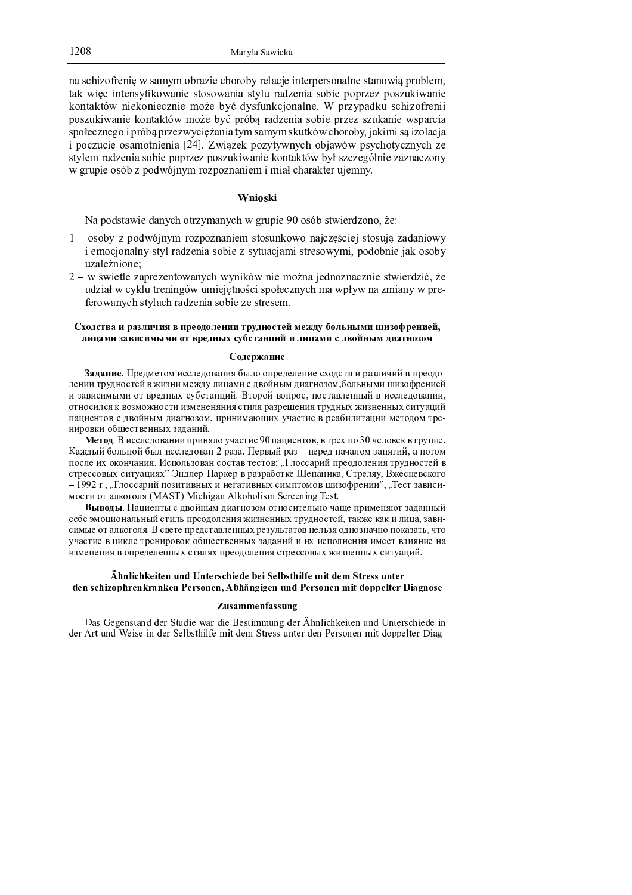na schizofrenię w samym obrazie choroby relacje interpersonalne stanowią problem, tak więc intensyfikowanie stosowania stylu radzenia sobie poprzez poszukiwanie kontaktów niekoniecznie może być dysfunkcjonalne. W przypadku schizofrenii poszukiwanie kontaktów może być próbą radzenia sobie przez szukanie wsparcia społecznego i próbą przezwyciężania tym samym skutków choroby, jakimi są izolacja i poczucie osamotnienia [24]. Związek pozytywnych objawów psychotycznych ze stylem radzenia sobie poprzez poszukiwanie kontaktów był szczególnie zaznaczony w grupie osób z podwójnym rozpoznaniem i miał charakter ujemny.

## Wnioski

Na podstawie danych otrzymanych w grupie 90 osób stwierdzono, że:

1 – osoby z podwójnym rozpoznaniem stosunkowo najczęściej stosują zadaniowy i emocjonalny styl radzenia sobie z sytuacjami stresowymi, podobnie jak osoby uzależnione;

2 – w świetle zaprezentowanych wyników nie można jednoznacznie stwierdzić, że udział w cyklu treningów umiejętności społecznych ma wpływ na zmiany w preferowanych stylach radzenia sobie ze stresem.

## Сходства и различия в преодолении трудностей между больными шизофренией, лицами зависимыми от вредных субстанций и лицами с двойным диагнозом

### Содержание

**Задание**. Предметом исследования было определение сходств и различий в преодолении трудностей в жизни между лицами с двойным диагнозом,больными шизофренией и зависимыми от вредных субстанций. Второй вопрос, поставленный в исследовании, относился к возможности измененяния стиля разрешения трудных жизненных ситуаций пациентов с двойным диагнозом, принимающих участие в реабилитации методом тренировки общественных заданий.

**Метод**. В исследовании приняло участие 90 пациентов, в трех по 30 человек в группе. Каждый больной был исследован 2 раза. Первый раз – перед началом занятий, а потом после их окончания. Использован состав тестов: „Глоссарий преодоления трудностей в стрессовых ситуациях" Эндлер-Паркер в разработке Щепаника, Стреляу, Вжесневского – 1992 г., „Глоссарий позитивных и негативных симптомов шизофрении", „Тест зависимости от алкоголя (MAST) Michigan Alkoholism Screening Test.

**Выводы**. Пациенты с двойным диагнозом относительно чаще применяют заданный себе эмоциональный стиль преодоления жизненных трудностей, также как и лица, зависимые от алкоголя. В свете представленных результатов нельзя однозначно показать, что участие в цикле тренировок общественных заданий и их исполнения имеет влияние на изменения в определенных стилях преодоления стрессовых жизненных ситуаций.

## Ähnlichkeiten und Unterschiede bei Selbsthilfe mit dem Stress unter den schizophrenkranken Personen, Abhängigen und Personen mit doppelter Diagnose

### Zusammenfassung

Das Gegenstand der Studie war die Bestimmung der Ähnlichkeiten und Unterschiede in der Art und Weise in der Selbsthilfe mit dem Stress unter den Personen mit doppelter Diag-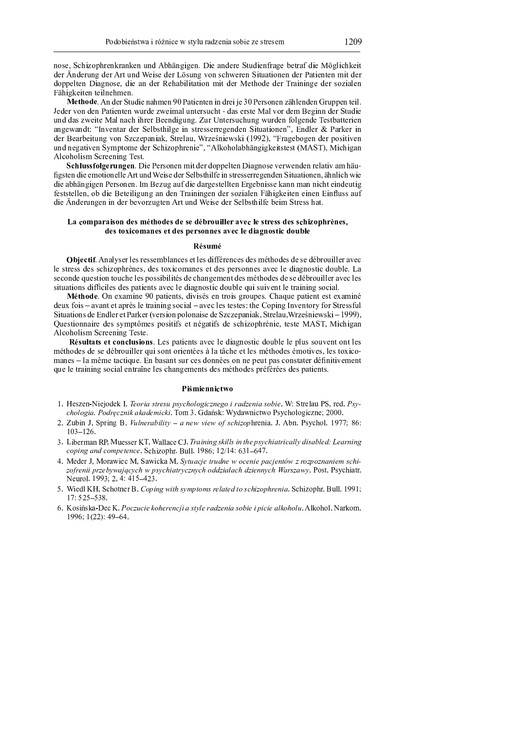nose, Schizophrenkranken und Abhängigen. Die andere Studienfrage betraf die Möglichkeit der Änderung der Art und Weise der Lösung von schweren Situationen der Patienten mit der doppelten Diagnose, die an der Rehabilitation mit der Methode der Traininge der sozialen Fähigkeiten teilnehmen.

**Methode**. An der Studie nahmen 90 Patienten in drei je 30 Personen zählenden Gruppen teil. Jeder von den Patienten wurde zweimal untersucht - das erste Mal vor dem Beginn der Studie und das zweite Mal nach ihrer Beendigung. Zur Untersuchung wurden folgende Testbatterien angewandt: "Inventar der Selbsthilge in stresserregenden Situationen", Endler & Parker in der Bearbeitung von Szczepaniak, Strelau, Wrześniewski (1992), "Fragebogen der positiven und negativen Symptome der Schizophrenie", "Alkoholabhängigkeitstest (MAST), Michigan Alcoholism Screening Test.

**Schlussfolgerungen**. Die Personen mit der doppelten Diagnose verwenden relativ am häufigsten die emotionelle Art und Weise der Selbsthilfe in stresserregenden Situationen, ähnlich wie die abhängigen Personen. Im Bezug auf die dargestellten Ergebnisse kann man nicht eindeutig feststellen, ob die Beteiligung an den Trainingen der sozialen Fähigkeiten einen Einfluss auf die Änderungen in der bevorzugten Art und Weise der Selbsthilfe beim Stress hat.

### La comparaison des méthodes de se débrouiller avec le stress des schizophrènes, des toxicomanes et des personnes avec le diagnostic double

#### Résumé

**Objectif**. Analyser les ressemblances et les différences des méthodes de se débrouiller avec le stress des schizophrènes, des toxicomanes et des personnes avec le diagnostic double. La seconde question touche les possibilités de changement des méthodes de se débrouiller avec les situations difficiles des patients avec le diagnostic double qui suivent le training social.

**Méthode**. On examine 90 patients, divisés en trois groupes. Chaque patient est examiné deux fois – avant et après le training social – avec les testes: the Coping Inventory for Stressful Situations de Endler et Parker (version polonaise de Szczepaniak, Strelau, Wrześniewski – 1999), Questionnaire des symptômes positifs et négatifs de schizophrénie, teste MAST, Michigan Alcoholism Screening Teste.

**Résultats et conclusions**. Les patients avec le diagnostic double le plus souvent ont les méthodes de se débrouiller qui sont orientées à la tâche et les méthodes émotives, les toxicomanes – la même tactique. En basant sur ces données on ne peut pas constater définitivement que le training social entraîne les changements des méthodes préférées des patients.

#### Piśmiennictwo

1. Heszen-Niejodek I. *Teoria stresu psychologicznego i radzenia sobie*. W: Strelau PS, red. *Psychologia. Podręcznik akademicki*. Tom 3. Gdańsk: Wydawnictwo Psychologiczne; 2000.
2. Zubin J, Spring B. *Vulnerability – a new view of schizop*hrenia. J. Abn. Psychol. 1977; 86: 103–126.
3. Liberman RP, Muesser KT, Wallace CJ. *Training skills in the psychiatrically disabled: Learning coping and competence*. Schizophr. Bull. 1986; 12/14: 631–647.
4. Meder J, Morawiec M, Sawicka M. *Sytuacje trudne w ocenie pacjentów z rozpoznaniem schizofrenii przebywających w psychiatrycznych oddziałach dziennych Warszawy*. Post. Psychiatr. Neurol. 1993; 2, 4: 415–423.
5. Wiedl KH, Schotner B. *Coping with symptoms related to schizophrenia*. Schizophr. Bull. 1991; 17: 525–538.
6. Kosińska-Dec K. *Poczucie koherencji a style radzenia sobie i picie alkoholu*. Alkohol. Narkom. 1996; 1(22): 49–64.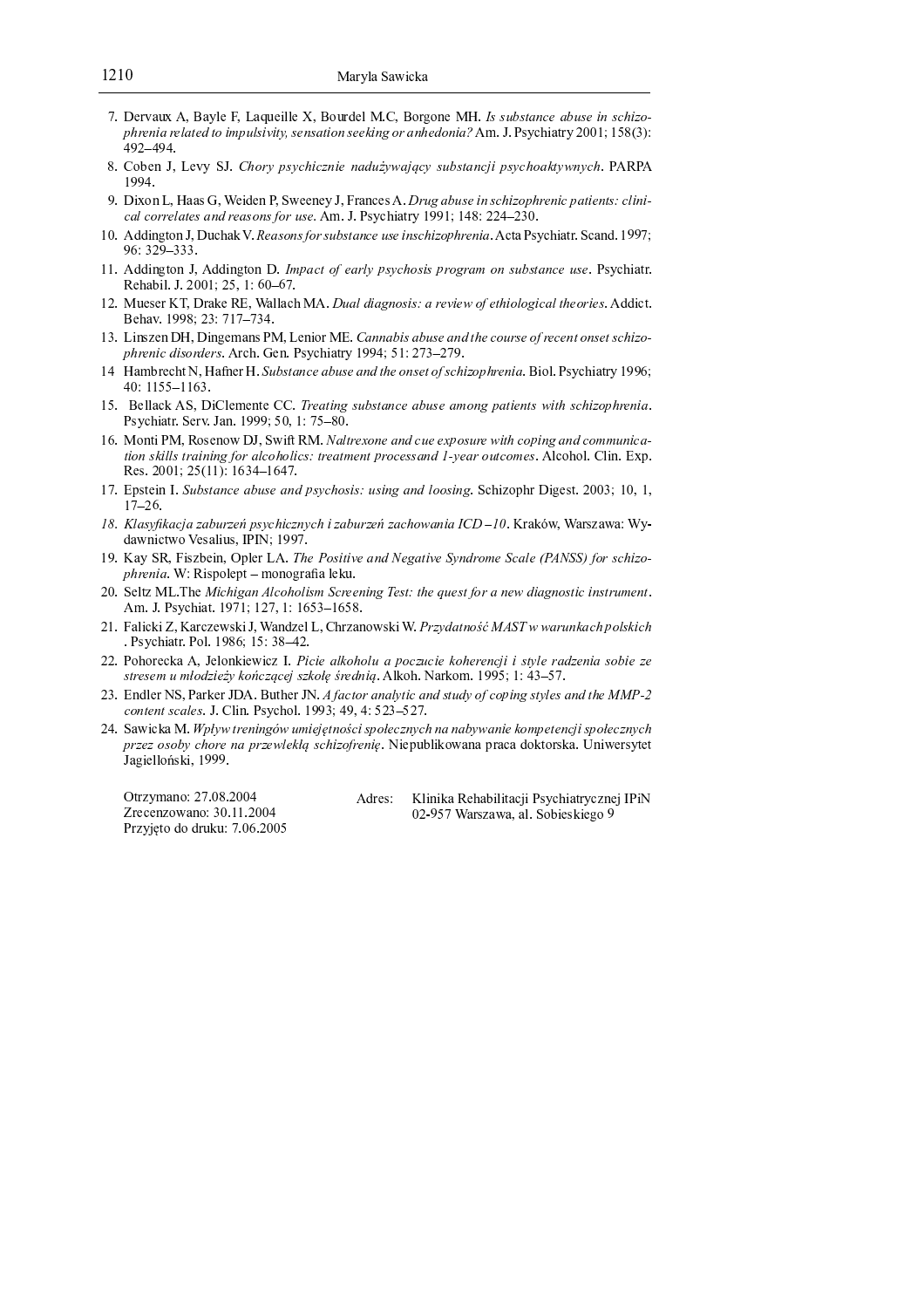7. Dervaux A, Bayle F, Laqueille X, Bourdel M.C, Borgone MH. *Is substance abuse in schizophrenia related to impulsivity, sensation seeking or anhedonia?* Am. J. Psychiatry 2001; 158(3): 492–494.
8. Coben J, Levy SJ. *Chory psychicznie nadużywający substancji psychoaktywnych*. PARPA 1994.
9. Dixon L, Haas G, Weiden P, Sweeney J, Frances A. *Drug abuse in schizophrenic patients: clinical correlates and reasons for use.* Am. J. Psychiatry 1991; 148: 224–230.
10. Addington J, Duchak V. *Reasons for substance use inschizophrenia*. Acta Psychiatr. Scand. 1997; 96: 329–333.
11. Addington J, Addington D. *Impact of early psychosis program on substance use*. Psychiatr. Rehabil. J. 2001; 25, 1: 60–67.
12. Mueser KT, Drake RE, Wallach MA. *Dual diagnosis: a review of ethiological theories*. Addict. Behav. 1998; 23: 717–734.
13. Linszen DH, Dingemans PM, Lenior ME. *Cannabis abuse and the course of recent onset schizophrenic disorders*. Arch. Gen. Psychiatry 1994; 51: 273–279.
14. Hambrecht N, Hafner H. *Substance abuse and the onset of schizophrenia*. Biol. Psychiatry 1996; 40: 1155–1163.
15. Bellack AS, DiClemente CC. *Treating substance abuse among patients with schizophrenia*. Psychiatr. Serv. Jan. 1999; 50, 1: 75–80.
16. Monti PM, Rosenow DJ, Swift RM. *Naltrexone and cue exposure with coping and communication skills training for alcoholics: treatment processand 1-year outcomes*. Alcohol. Clin. Exp. Res. 2001; 25(11): 1634–1647.
17. Epstein I. *Substance abuse and psychosis: using and loosing*. Schizophr Digest. 2003; 10, 1, 17–26.
18. *Klasyfikacja zaburzeń psychicznych i zaburzeń zachowania ICD –10*. Kraków, Warszawa: Wydawnictwo Vesalius, IPIN; 1997.
19. Kay SR, Fiszbein, Opler LA. *The Positive and Negative Syndrome Scale (PANSS) for schizophrenia*. W: Rispolept – monografia leku.
20. Seltz ML.The *Michigan Alcoholism Screening Test: the quest for a new diagnostic instrument*. Am. J. Psychiat. 1971; 127, 1: 1653–1658.
21. Falicki Z, Karczewski J, Wandzel L, Chrzanowski W. *Przydatność MAST w warunkach polskich*. Psychiatr. Pol. 1986; 15: 38–42.
22. Pohorecka A, Jelonkiewicz I. *Picie alkoholu a poczucie koherencji i style radzenia sobie ze stresem u młodzieży kończącej szkołę średnią*. Alkoh. Narkom. 1995; 1: 43–57.
23. Endler NS, Parker JDA. Buther JN. *A factor analytic and study of coping styles and the MMP-2 content scales*. J. Clin. Psychol. 1993; 49, 4: 523–527.
24. Sawicka M. *Wpływ treningów umiejętności społecznych na nabywanie kompetencji społecznych przez osoby chore na przewlekłą schizofrenię*. Niepublikowana praca doktorska. Uniwersytet Jagielloński, 1999.

Otrzymano: 27.08.2004
Zrecenzowano: 30.11.2004
Przyjęto do druku: 7.06.2005

Adres: Klinika Rehabilitacji Psychiatrycznej IPiN
02-957 Warszawa, al. Sobieskiego 9